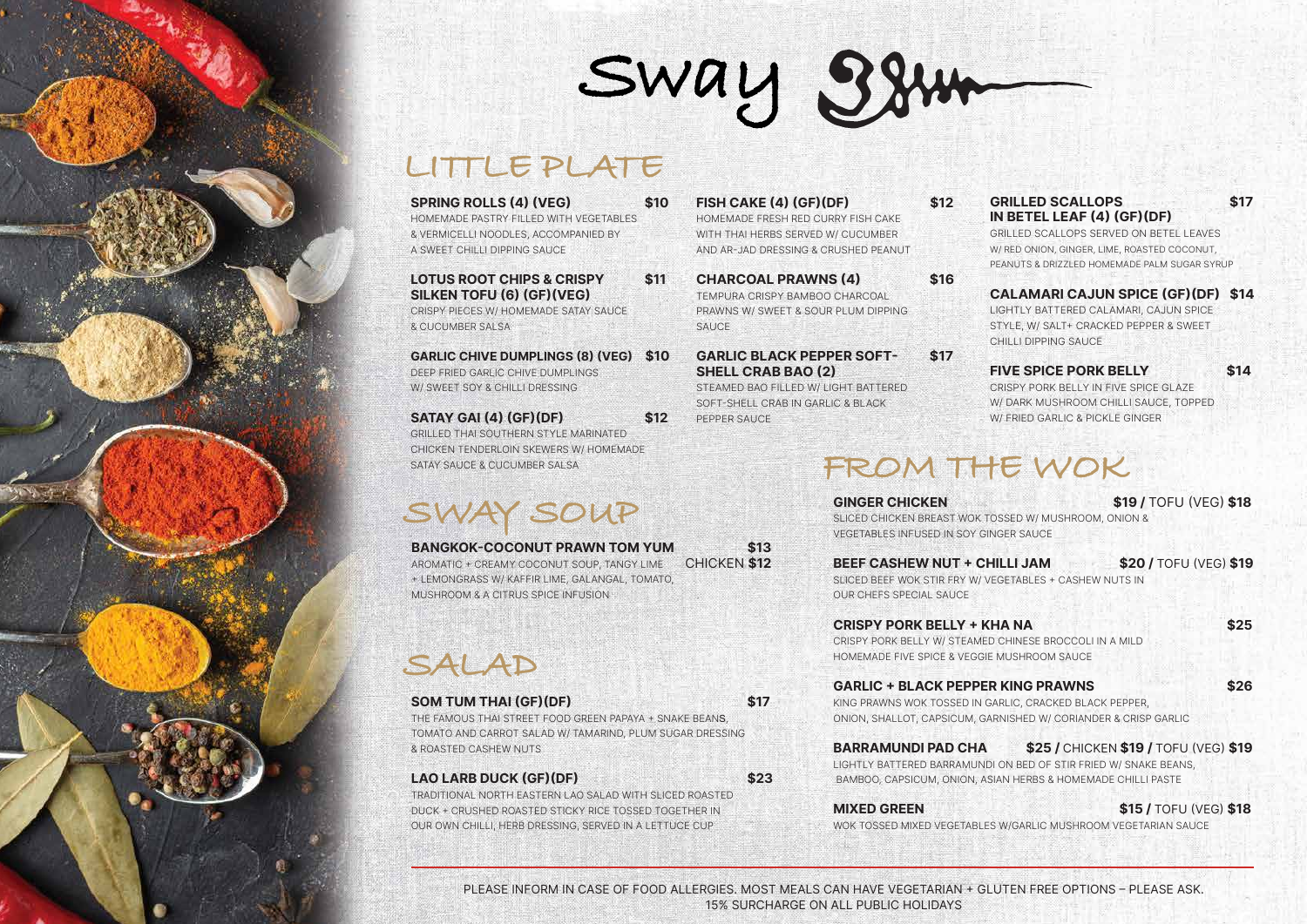# Sway Siam

## LITTLE PLATE

**SPRING ROLLS (4) (VEG)** **$10**
HOMEMADE PASTRY FILLED WITH VEGETABLES & VERMICELLI NOODLES, ACCOMPANIED BY A SWEET CHILLI DIPPING SAUCE

**LOTUS ROOT CHIPS & CRISPY SILKEN TOFU (6) (GF)(VEG)** **$11**
CRISPY PIECES W/ HOMEMADE SATAY SAUCE & CUCUMBER SALSA

**GARLIC CHIVE DUMPLINGS (8) (VEG)** **$10**
DEEP FRIED GARLIC CHIVE DUMPLINGS W/ SWEET SOY & CHILLI DRESSING

**SATAY GAI (4) (GF)(DF)** **$12**
GRILLED THAI SOUTHERN STYLE MARINATED CHICKEN TENDERLOIN SKEWERS W/ HOMEMADE SATAY SAUCE & CUCUMBER SALSA

**FISH CAKE (4) (GF)(DF)** **$12**
HOMEMADE FRESH RED CURRY FISH CAKE WITH THAI HERBS SERVED W/ CUCUMBER AND AR-JAD DRESSING & CRUSHED PEANUT

**CHARCOAL PRAWNS (4)** **$16**
TEMPURA CRISPY BAMBOO CHARCOAL PRAWNS W/ SWEET & SOUR PLUM DIPPING SAUCE

**GARLIC BLACK PEPPER SOFT-SHELL CRAB BAO (2)** **$17**
STEAMED BAO FILLED W/ LIGHT BATTERED SOFT-SHELL CRAB IN GARLIC & BLACK PEPPER SAUCE

**GRILLED SCALLOPS IN BETEL LEAF (4) (GF)(DF)** **$17**
GRILLED SCALLOPS SERVED ON BETEL LEAVES W/ RED ONION, GINGER, LIME, ROASTED COCONUT, PEANUTS & DRIZZLED HOMEMADE PALM SUGAR SYRUP

**CALAMARI CAJUN SPICE (GF)(DF)** **$14**
LIGHTLY BATTERED CALAMARI, CAJUN SPICE STYLE, W/ SALT+ CRACKED PEPPER & SWEET CHILLI DIPPING SAUCE

**FIVE SPICE PORK BELLY** **$14**
CRISPY PORK BELLY IN FIVE SPICE GLAZE W/ DARK MUSHROOM CHILLI SAUCE, TOPPED W/ FRIED GARLIC & PICKLE GINGER

## SWAY SOUP

**BANGKOK-COCONUT PRAWN TOM YUM** **$13** / CHICKEN **$12**
AROMATIC + CREAMY COCONUT SOUP, TANGY LIME + LEMONGRASS W/ KAFFIR LIME, GALANGAL, TOMATO, MUSHROOM & A CITRUS SPICE INFUSION

## SALAD

**SOM TUM THAI (GF)(DF)** **$17**
THE FAMOUS THAI STREET FOOD GREEN PAPAYA + SNAKE BEANS, TOMATO AND CARROT SALAD W/ TAMARIND, PLUM SUGAR DRESSING & ROASTED CASHEW NUTS

**LAO LARB DUCK (GF)(DF)** **$23**
TRADITIONAL NORTH EASTERN LAO SALAD WITH SLICED ROASTED DUCK + CRUSHED ROASTED STICKY RICE TOSSED TOGETHER IN OUR OWN CHILLI, HERB DRESSING, SERVED IN A LETTUCE CUP

## FROM THE WOK

**GINGER CHICKEN** **$19** / TOFU (VEG) **$18**
SLICED CHICKEN BREAST WOK TOSSED W/ MUSHROOM, ONION & VEGETABLES INFUSED IN SOY GINGER SAUCE

**BEEF CASHEW NUT + CHILLI JAM** **$20** / TOFU (VEG) **$19**
SLICED BEEF WOK STIR FRY W/ VEGETABLES + CASHEW NUTS IN OUR CHEFS SPECIAL SAUCE

**CRISPY PORK BELLY + KHA NA** **$25**
CRISPY PORK BELLY W/ STEAMED CHINESE BROCCOLI IN A MILD HOMEMADE FIVE SPICE & VEGGIE MUSHROOM SAUCE

**GARLIC + BLACK PEPPER KING PRAWNS** **$26**
KING PRAWNS WOK TOSSED IN GARLIC, CRACKED BLACK PEPPER, ONION, SHALLOT, CAPSICUM, GARNISHED W/ CORIANDER & CRISP GARLIC

**BARRAMUNDI PAD CHA** **$25** / CHICKEN **$19** / TOFU (VEG) **$19**
LIGHTLY BATTERED BARRAMUNDI ON BED OF STIR FRIED W/ SNAKE BEANS, BAMBOO, CAPSICUM, ONION, ASIAN HERBS & HOMEMADE CHILLI PASTE

**MIXED GREEN** **$15** / TOFU (VEG) **$18**
WOK TOSSED MIXED VEGETABLES W/GARLIC MUSHROOM VEGETARIAN SAUCE

---

PLEASE INFORM IN CASE OF FOOD ALLERGIES. MOST MEALS CAN HAVE VEGETARIAN + GLUTEN FREE OPTIONS – PLEASE ASK.
15% SURCHARGE ON ALL PUBLIC HOLIDAYS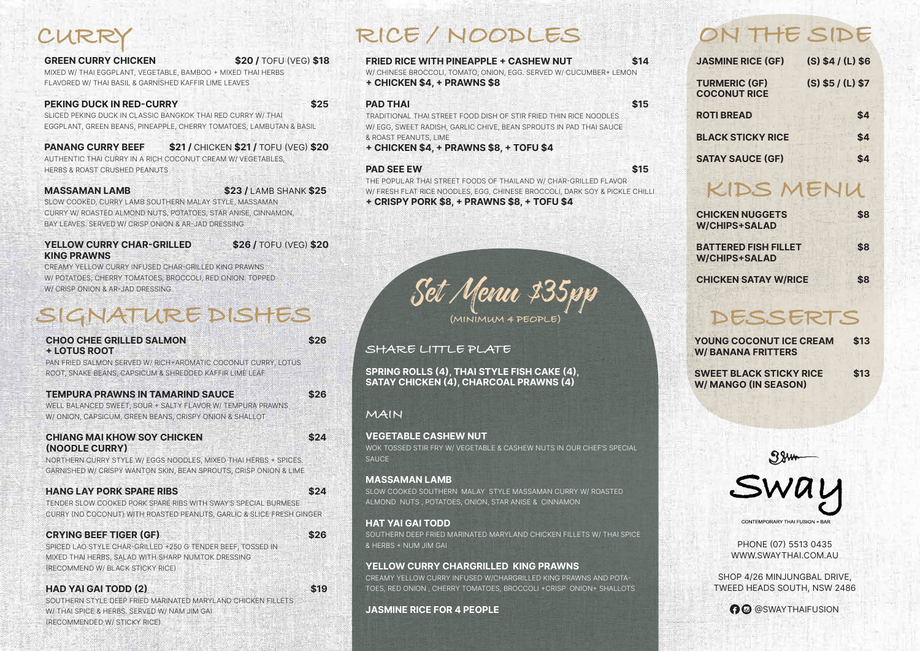# CURRY

**GREEN CURRY CHICKEN** **$20 /** TOFU (VEG) **$18**
MIXED W/ THAI EGGPLANT, VEGETABLE, BAMBOO + MIXED THAI HERBS FLAVORED W/ THAI BASIL & GARNISHED KAFFIR LIME LEAVES

**PEKING DUCK IN RED-CURRY** **$25**
SLICED PEKING DUCK IN CLASSIC BANGKOK THAI RED CURRY W/ THAI EGGPLANT, GREEN BEANS, PINEAPPLE, CHERRY TOMATOES, LAMBUTAN & BASIL

**PANANG CURRY BEEF** **$21 /** CHICKEN **$21 /** TOFU (VEG) **$20**
AUTHENTIC THAI CURRY IN A RICH COCONUT CREAM W/ VEGETABLES, HERBS & ROAST CRUSHED PEANUTS

**MASSAMAN LAMB** **$23 /** LAMB SHANK **$25**
SLOW COOKED, CURRY LAMB SOUTHERN MALAY STYLE, MASSAMAN CURRY W/ ROASTED ALMOND NUTS, POTATOES, STAR ANISE, CINNAMON, BAY LEAVES. SERVED W/ CRISP ONION & AR-JAD DRESSING

**YELLOW CURRY CHAR-GRILLED KING PRAWNS** **$26 /** TOFU (VEG) **$20**
CREAMY YELLOW CURRY INFUSED CHAR-GRILLED KING PRAWNS W/ POTATOES, CHERRY TOMATOES, BROCCOLI, RED ONION. TOPPED W/ CRISP ONION & AR-JAD DRESSING

# SIGNATURE DISHES

**CHOO CHEE GRILLED SALMON + LOTUS ROOT** **$26**
PAN FRIED SALMON SERVED W/ RICH+AROMATIC COCONUT CURRY, LOTUS ROOT, SNAKE BEANS, CAPSICUM & SHREDDED KAFFIR LIME LEAF

**TEMPURA PRAWNS IN TAMARIND SAUCE** **$26**
WELL BALANCED SWEET, SOUR + SALTY FLAVOR W/ TEMPURA PRAWNS W/ ONION, CAPSICUM, GREEN BEANS, CRISPY ONION & SHALLOT

**CHIANG MAI KHOW SOY CHICKEN (NOODLE CURRY)** **$24**
NORTHERN CURRY STYLE W/ EGGS NOODLES, MIXED THAI HERBS + SPICES. GARNISHED W/ CRISPY WANTON SKIN, BEAN SPROUTS, CRISP ONION & LIME

**HANG LAY PORK SPARE RIBS** **$24**
TENDER SLOW COOKED PORK SPARE RIBS WITH SWAY'S SPECIAL BURMESE CURRY (NO COCONUT) WITH ROASTED PEANUTS, GARLIC & SLICE FRESH GINGER

**CRYING BEEF TIGER (GF)** **$26**
SPICED LAO STYLE CHAR-GRILLED +250 G TENDER BEEF, TOSSED IN MIXED THAI HERBS, SALAD WITH SHARP NUMTOK DRESSING (RECOMMEND W/ BLACK STICKY RICE)

**HAD YAI GAI TODD (2)** **$19**
SOUTHERN STYLE DEEP FRIED MARINATED MARYLAND CHICKEN FILLETS W/ THAI SPICE & HERBS. SERVED W/ NAM JIM GAI (RECOMMENDED W/ STICKY RICE)

# RICE / NOODLES

**FRIED RICE WITH PINEAPPLE + CASHEW NUT** **$14**
W/ CHINESE BROCCOLI, TOMATO, ONION, EGG. SERVED W/ CUCUMBER+ LEMON
**+ CHICKEN $4, + PRAWNS $8**

**PAD THAI** **$15**
TRADITIONAL THAI STREET FOOD DISH OF STIR FRIED THIN RICE NOODLES W/ EGG, SWEET RADISH, GARLIC CHIVE, BEAN SPROUTS IN PAD THAI SAUCE & ROAST PEANUTS, LIME
**+ CHICKEN $4, + PRAWNS $8, + TOFU $4**

**PAD SEE EW** **$15**
THE POPULAR THAI STREET FOODS OF THAILAND W/ CHAR-GRILLED FLAVOR W/ FRESH FLAT RICE NOODLES, EGG, CHINESE BROCCOLI, DARK SOY & PICKLE CHILLI
**+ CRISPY PORK $8, + PRAWNS $8, + TOFU $4**

# *Set Menu $35pp*

(MINIMUM 4 PEOPLE)

## SHARE LITTLE PLATE

**SPRING ROLLS (4), THAI STYLE FISH CAKE (4), SATAY CHICKEN (4), CHARCOAL PRAWNS (4)**

## MAIN

**VEGETABLE CASHEW NUT**
WOK TOSSED STIR FRY W/ VEGETABLE & CASHEW NUTS IN OUR CHEF'S SPECIAL SAUCE

**MASSAMAN LAMB**
SLOW COOKED SOUTHERN MALAY STYLE MASSAMAN CURRY W/ ROASTED ALMOND NUTS, POTATOES, ONION, STAR ANISE & CINNAMON

**HAT YAI GAI TODD**
SOUTHERN DEEP FRIED MARINATED MARYLAND CHICKEN FILLETS W/ THAI SPICE & HERBS + NUM JIM GAI

**YELLOW CURRY CHARGRILLED KING PRAWNS**
CREAMY YELLOW CURRY INFUSED W/CHARGRILLED KING PRAWNS AND POTATOES, RED ONION, CHERRY TOMATOES, BROCCOLI +CRISP ONION+ SHALLOTS

**JASMINE RICE FOR 4 PEOPLE**

# ON THE SIDE

| | |
|---|---|
| **JASMINE RICE (GF)** | **(S) $4 / (L) $6** |
| **TURMERIC (GF) COCONUT RICE** | **(S) $5 / (L) $7** |
| **ROTI BREAD** | **$4** |
| **BLACK STICKY RICE** | **$4** |
| **SATAY SAUCE (GF)** | **$4** |

# KIDS MENU

| | |
|---|---|
| **CHICKEN NUGGETS W/CHIPS+SALAD** | **$8** |
| **BATTERED FISH FILLET W/CHIPS+SALAD** | **$8** |
| **CHICKEN SATAY W/RICE** | **$8** |

# DESSERTS

| | |
|---|---|
| **YOUNG COCONUT ICE CREAM W/ BANANA FRITTERS** | **$13** |
| **SWEET BLACK STICKY RICE W/ MANGO (IN SEASON)** | **$13** |

Sway

CONTEMPORARY THAI FUSION + BAR

PHONE (07) 5513 0435
WWW.SWAYTHAI.COM.AU

SHOP 4/26 MINJUNGBAL DRIVE, TWEED HEADS SOUTH, NSW 2486

@SWAYTHAIFUSION